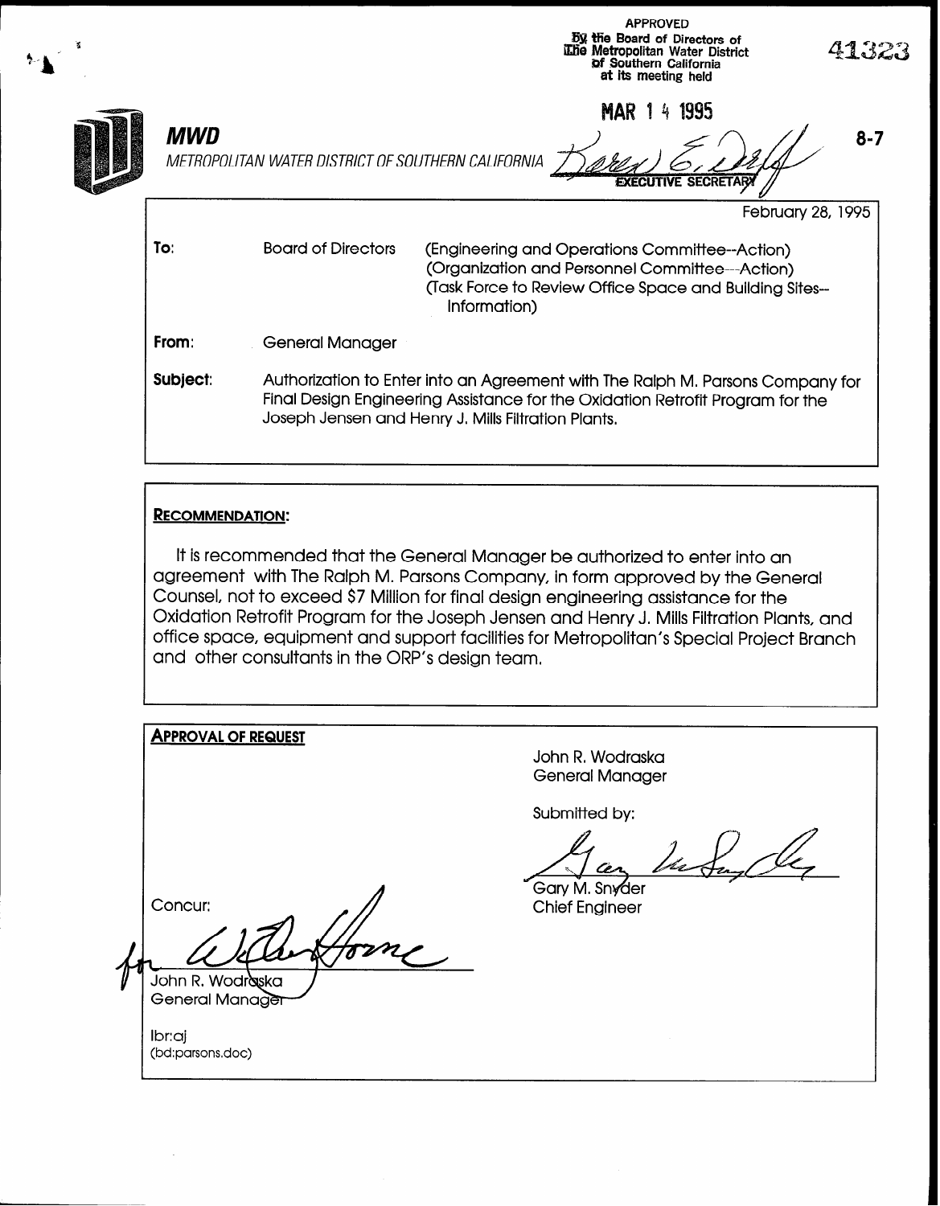APPROVED
By the Board of Directors of The Metropolitan Water District of Southern California at its meeting held

MAR 14 1995

EXECUTIVE SECRETARY

41323

8-7

**MWD**

*METROPOLITAN WATER DISTRICT OF SOUTHERN CALIFORNIA*

February 28, 1995

| | | |
|---|---|---|
| **To:** | Board of Directors | (Engineering and Operations Committee--Action)<br>(Organization and Personnel Committee--Action)<br>(Task Force to Review Office Space and Building Sites--Information) |
| **From:** | General Manager | |
| **Subject:** | Authorization to Enter into an Agreement with The Ralph M. Parsons Company for Final Design Engineering Assistance for the Oxidation Retrofit Program for the Joseph Jensen and Henry J. Mills Filtration Plants. | |

**RECOMMENDATION:**

It is recommended that the General Manager be authorized to enter into an agreement with The Ralph M. Parsons Company, in form approved by the General Counsel, not to exceed $7 Million for final design engineering assistance for the Oxidation Retrofit Program for the Joseph Jensen and Henry J. Mills Filtration Plants, and office space, equipment and support facilities for Metropolitan's Special Project Branch and other consultants in the ORP's design team.

**APPROVAL OF REQUEST**

John R. Wodraska
General Manager

Submitted by:

Gary M. Snyder
Chief Engineer

Concur:

for John R. Wodraska
General Manager

lbr:oj
(bd:parsons.doc)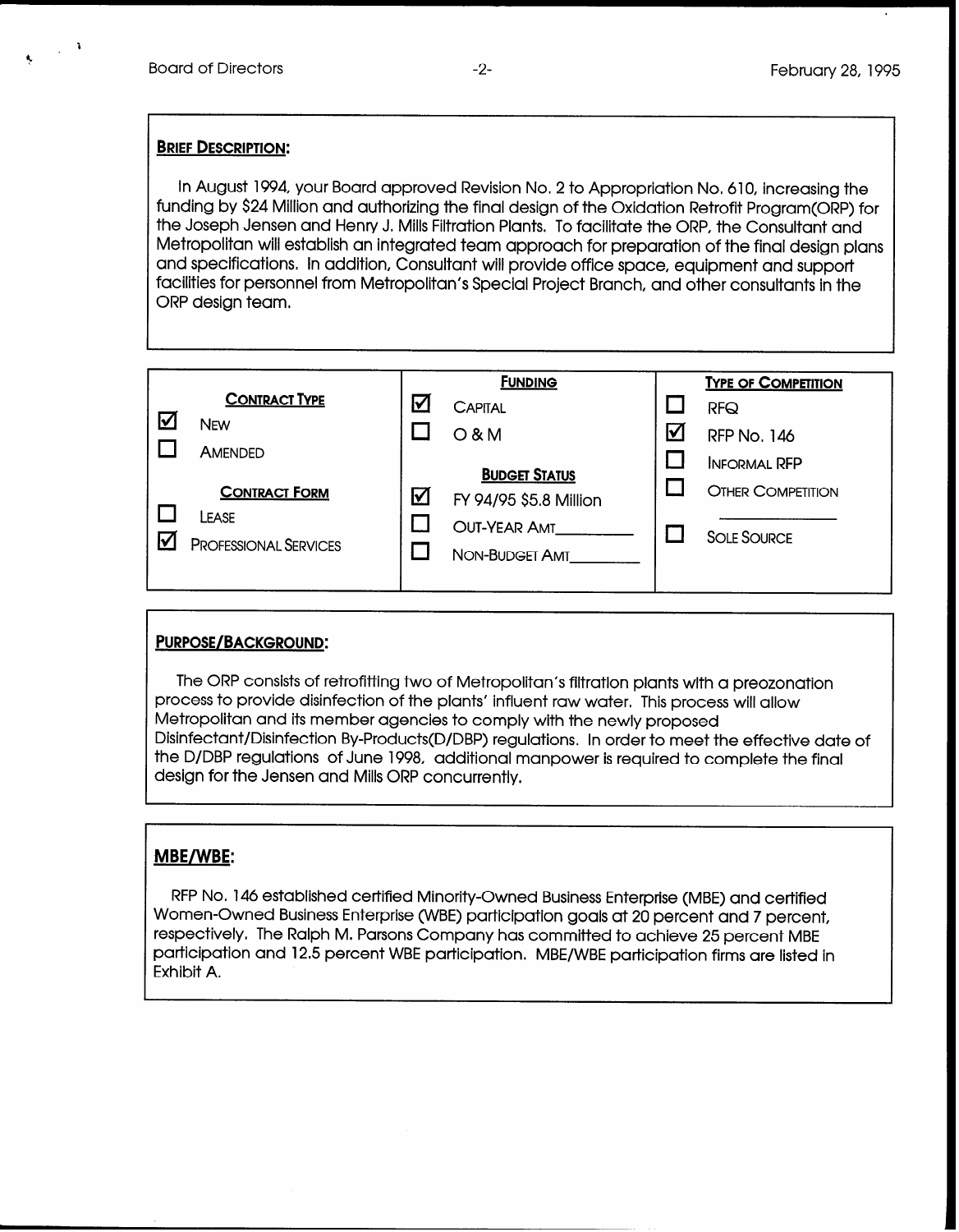**BRIEF DESCRIPTION:**

In August 1994, your Board approved Revision No. 2 to Appropriation No. 610, increasing the funding by $24 Million and authorizing the final design of the Oxidation Retrofit Program(ORP) for the Joseph Jensen and Henry J. Mills Filtration Plants. To facilitate the ORP, the Consultant and Metropolitan will establish an integrated team approach for preparation of the final design plans and specifications. In addition, Consultant will provide office space, equipment and support facilities for personnel from Metropolitan's Special Project Branch, and other consultants in the ORP design team.

| CONTRACT TYPE | FUNDING | TYPE OF COMPETITION |
|---|---|---|
| ☑ NEW | ☑ CAPITAL | ☐ RFQ |
| ☐ AMENDED | ☐ O & M | ☑ RFP No. 146 |
| **CONTRACT FORM** | **BUDGET STATUS** | ☐ INFORMAL RFP |
| ☐ LEASE | ☑ FY 94/95 $5.8 Million | ☐ OTHER COMPETITION ________ |
| ☑ PROFESSIONAL SERVICES | ☐ OUT-YEAR AMT________ | ☐ SOLE SOURCE |
| | ☐ NON-BUDGET AMT________ | |

**PURPOSE/BACKGROUND:**

The ORP consists of retrofitting two of Metropolitan's filtration plants with a preozonation process to provide disinfection of the plants' influent raw water. This process will allow Metropolitan and its member agencies to comply with the newly proposed Disinfectant/Disinfection By-Products(D/DBP) regulations. In order to meet the effective date of the D/DBP regulations of June 1998, additional manpower is required to complete the final design for the Jensen and Mills ORP concurrently.

**MBE/WBE:**

RFP No. 146 established certified Minority-Owned Business Enterprise (MBE) and certified Women-Owned Business Enterprise (WBE) participation goals at 20 percent and 7 percent, respectively. The Ralph M. Parsons Company has committed to achieve 25 percent MBE participation and 12.5 percent WBE participation. MBE/WBE participation firms are listed in Exhibit A.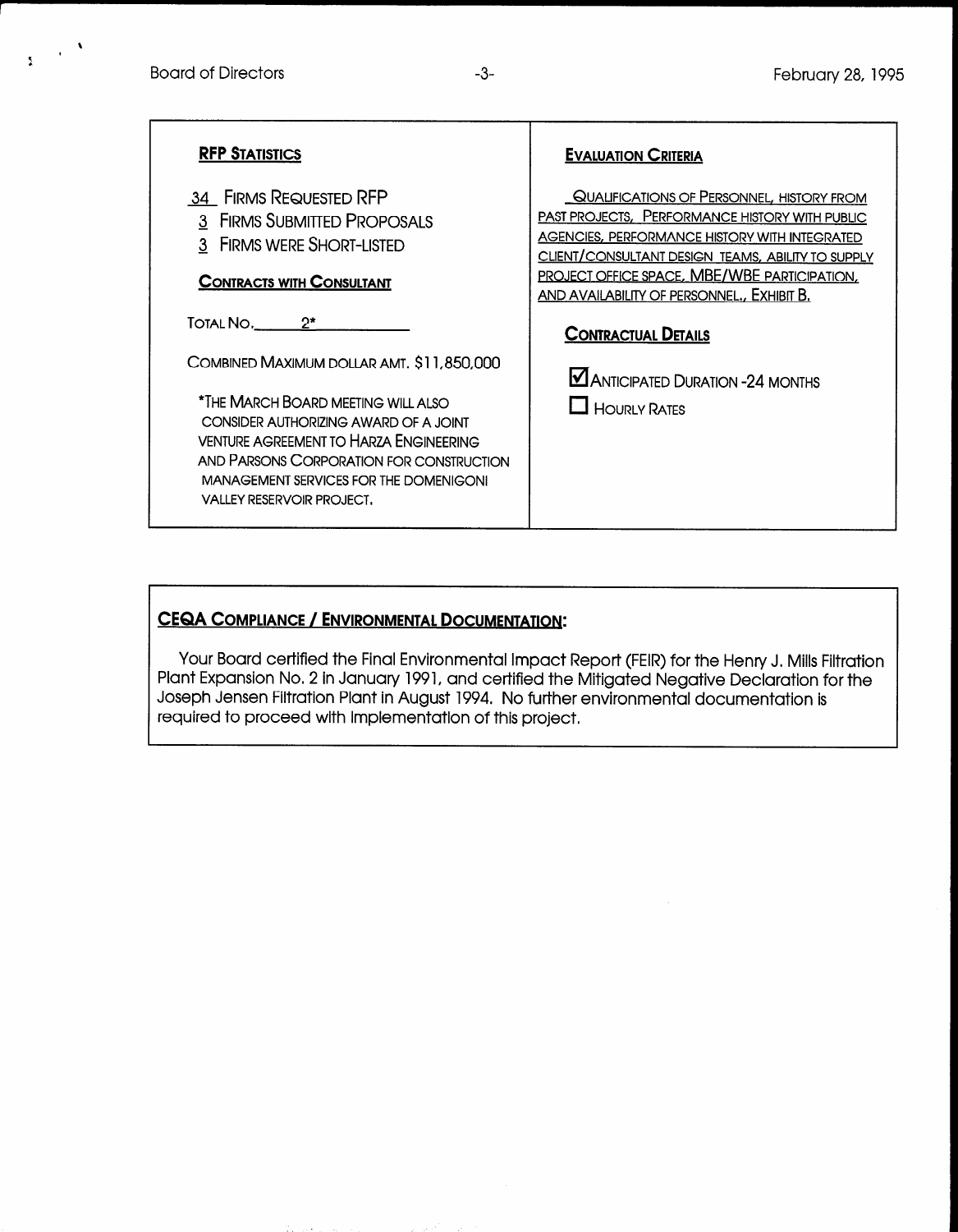**RFP STATISTICS**

34 FIRMS REQUESTED RFP
3 FIRMS SUBMITTED PROPOSALS
3 FIRMS WERE SHORT-LISTED

**CONTRACTS WITH CONSULTANT**

TOTAL NO. 2*

COMBINED MAXIMUM DOLLAR AMT. $11,850,000

*THE MARCH BOARD MEETING WILL ALSO CONSIDER AUTHORIZING AWARD OF A JOINT VENTURE AGREEMENT TO HARZA ENGINEERING AND PARSONS CORPORATION FOR CONSTRUCTION MANAGEMENT SERVICES FOR THE DOMENIGONI VALLEY RESERVOIR PROJECT.

**EVALUATION CRITERIA**

QUALIFICATIONS OF PERSONNEL, HISTORY FROM PAST PROJECTS, PERFORMANCE HISTORY WITH PUBLIC AGENCIES, PERFORMANCE HISTORY WITH INTEGRATED CLIENT/CONSULTANT DESIGN TEAMS, ABILITY TO SUPPLY PROJECT OFFICE SPACE, MBE/WBE PARTICIPATION, AND AVAILABILITY OF PERSONNEL., EXHIBIT B.

**CONTRACTUAL DETAILS**

☑ ANTICIPATED DURATION -24 MONTHS
☐ HOURLY RATES

**CEQA COMPLIANCE / ENVIRONMENTAL DOCUMENTATION:**

Your Board certified the Final Environmental Impact Report (FEIR) for the Henry J. Mills Filtration Plant Expansion No. 2 in January 1991, and certified the Mitigated Negative Declaration for the Joseph Jensen Filtration Plant in August 1994. No further environmental documentation is required to proceed with implementation of this project.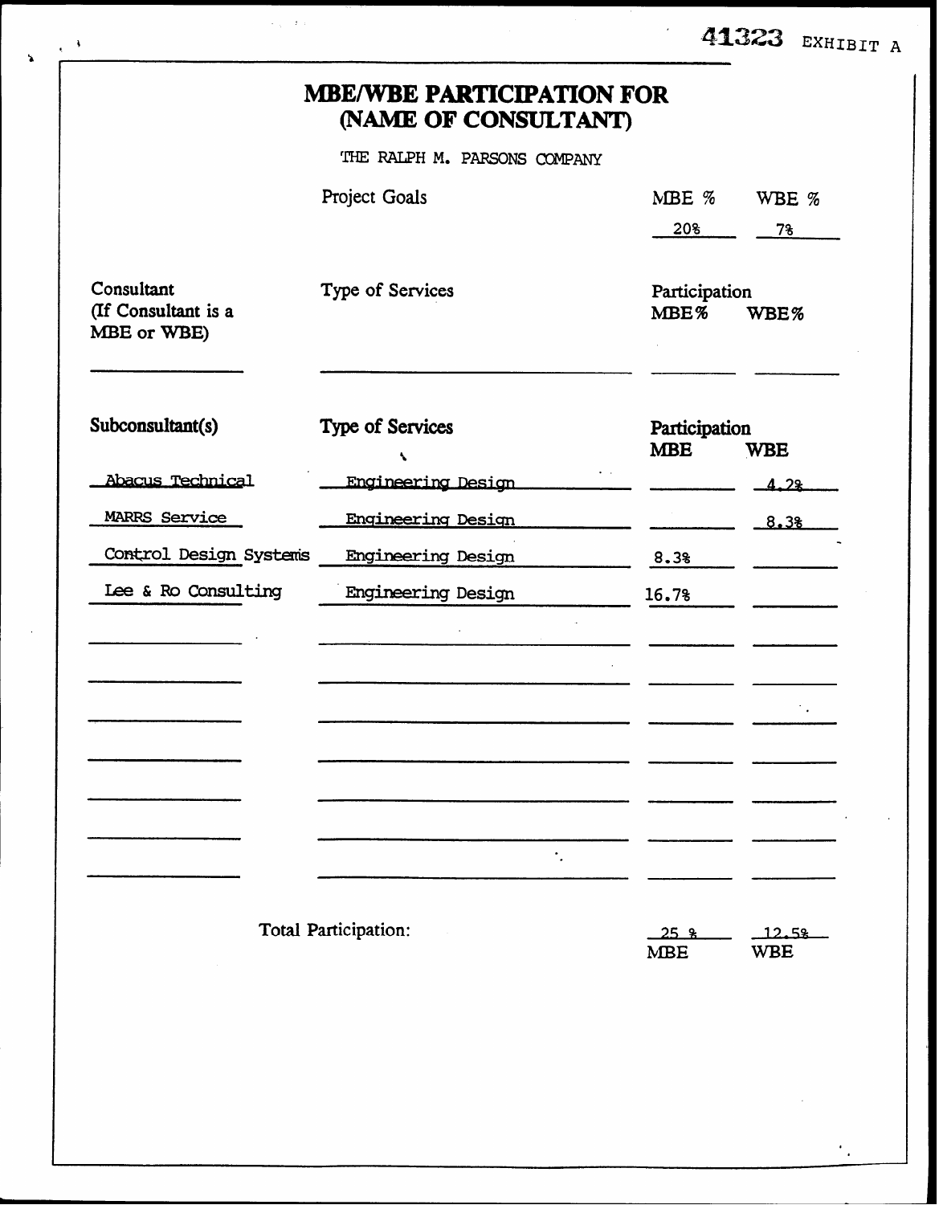41323 EXHIBIT A

# MBE/WBE PARTICIPATION FOR (NAME OF CONSULTANT)

THE RALPH M. PARSONS COMPANY

| | Project Goals | MBE % | WBE % |
|---|---|---|---|
| | | 20% | 7% |

| Consultant (If Consultant is a MBE or WBE) | Type of Services | Participation MBE% | Participation WBE% |
|---|---|---|---|
| | | | |

| Subconsultant(s) | Type of Services | Participation MBE | Participation WBE |
|---|---|---|---|
| Abacus Technical | Engineering Design | | 4.2% |
| MARRS Service | Engineering Design | | 8.3% |
| Control Design Systems | Engineering Design | 8.3% | |
| Lee & Ro Consulting | Engineering Design | 16.7% | |
| | | | |
| | | | |
| | | | |
| | | | |
| | | | |
| | | | |
| | | | |

Total Participation: 25 % MBE 12.5% WBE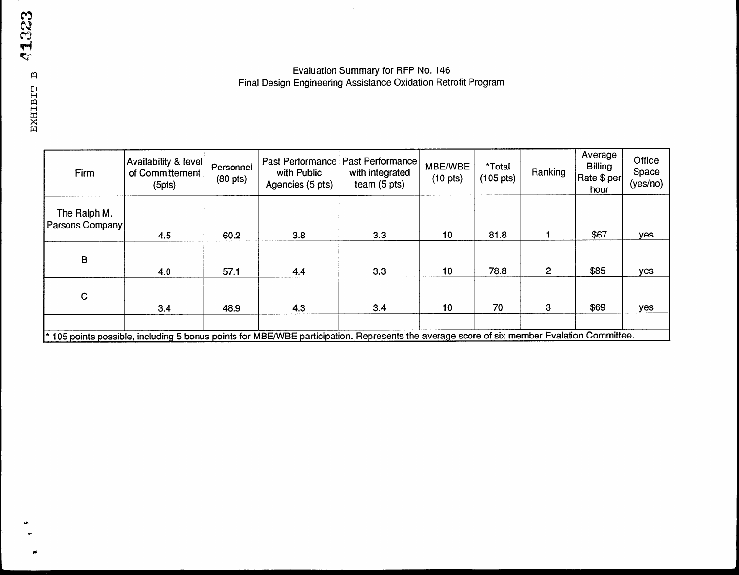EXHIBIT B 41323

Evaluation Summary for RFP No. 146
Final Design Engineering Assistance Oxidation Retrofit Program

| Firm | Availability & level of Committement (5pts) | Personnel (80 pts) | Past Performance with Public Agencies (5 pts) | Past Performance with integrated team (5 pts) | MBE/WBE (10 pts) | *Total (105 pts) | Ranking | Average Billing Rate $ per hour | Office Space (yes/no) |
|---|---|---|---|---|---|---|---|---|---|
| The Ralph M. Parsons Company | 4.5 | 60.2 | 3.8 | 3.3 | 10 | 81.8 | 1 | $67 | yes |
| B | 4.0 | 57.1 | 4.4 | 3.3 | 10 | 78.8 | 2 | $85 | yes |
| C | 3.4 | 48.9 | 4.3 | 3.4 | 10 | 70 | 3 | $69 | yes |
| | | | | | | | | | |

* 105 points possible, including 5 bonus points for MBE/WBE participation. Represents the average score of six member Evalation Committee.